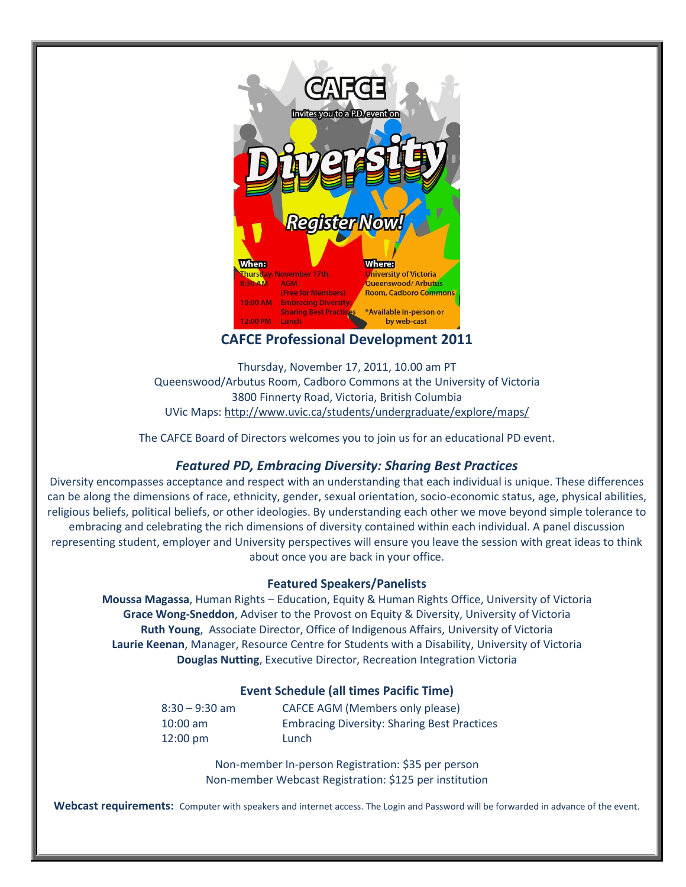CAFCE

invites you to a P.D. event on

# Diversity

Register Now!

**When:**
Thursday, November 17th,
8:30 AM AGM (Free for Members)
10:00 AM Embracing Diversity: Sharing Best Practices
12:00 PM Lunch

**Where:**
University of Victoria
Queenswood/ Arbutus Room, Cadboro Commons

*Available in-person or by web-cast

## CAFCE Professional Development 2011

Thursday, November 17, 2011, 10.00 am PT
Queenswood/Arbutus Room, Cadboro Commons at the University of Victoria
3800 Finnerty Road, Victoria, British Columbia
UVic Maps: http://www.uvic.ca/students/undergraduate/explore/maps/

The CAFCE Board of Directors welcomes you to join us for an educational PD event.

### *Featured PD, Embracing Diversity: Sharing Best Practices*

Diversity encompasses acceptance and respect with an understanding that each individual is unique. These differences can be along the dimensions of race, ethnicity, gender, sexual orientation, socio-economic status, age, physical abilities, religious beliefs, political beliefs, or other ideologies. By understanding each other we move beyond simple tolerance to embracing and celebrating the rich dimensions of diversity contained within each individual. A panel discussion representing student, employer and University perspectives will ensure you leave the session with great ideas to think about once you are back in your office.

### Featured Speakers/Panelists

**Moussa Magassa**, Human Rights – Education, Equity & Human Rights Office, University of Victoria
**Grace Wong-Sneddon**, Adviser to the Provost on Equity & Diversity, University of Victoria
**Ruth Young**, Associate Director, Office of Indigenous Affairs, University of Victoria
**Laurie Keenan**, Manager, Resource Centre for Students with a Disability, University of Victoria
**Douglas Nutting**, Executive Director, Recreation Integration Victoria

### Event Schedule (all times Pacific Time)

| | |
|---|---|
| 8:30 – 9:30 am | CAFCE AGM (Members only please) |
| 10:00 am | Embracing Diversity: Sharing Best Practices |
| 12:00 pm | Lunch |

Non-member In-person Registration: $35 per person
Non-member Webcast Registration: $125 per institution

**Webcast requirements:** Computer with speakers and internet access. The Login and Password will be forwarded in advance of the event.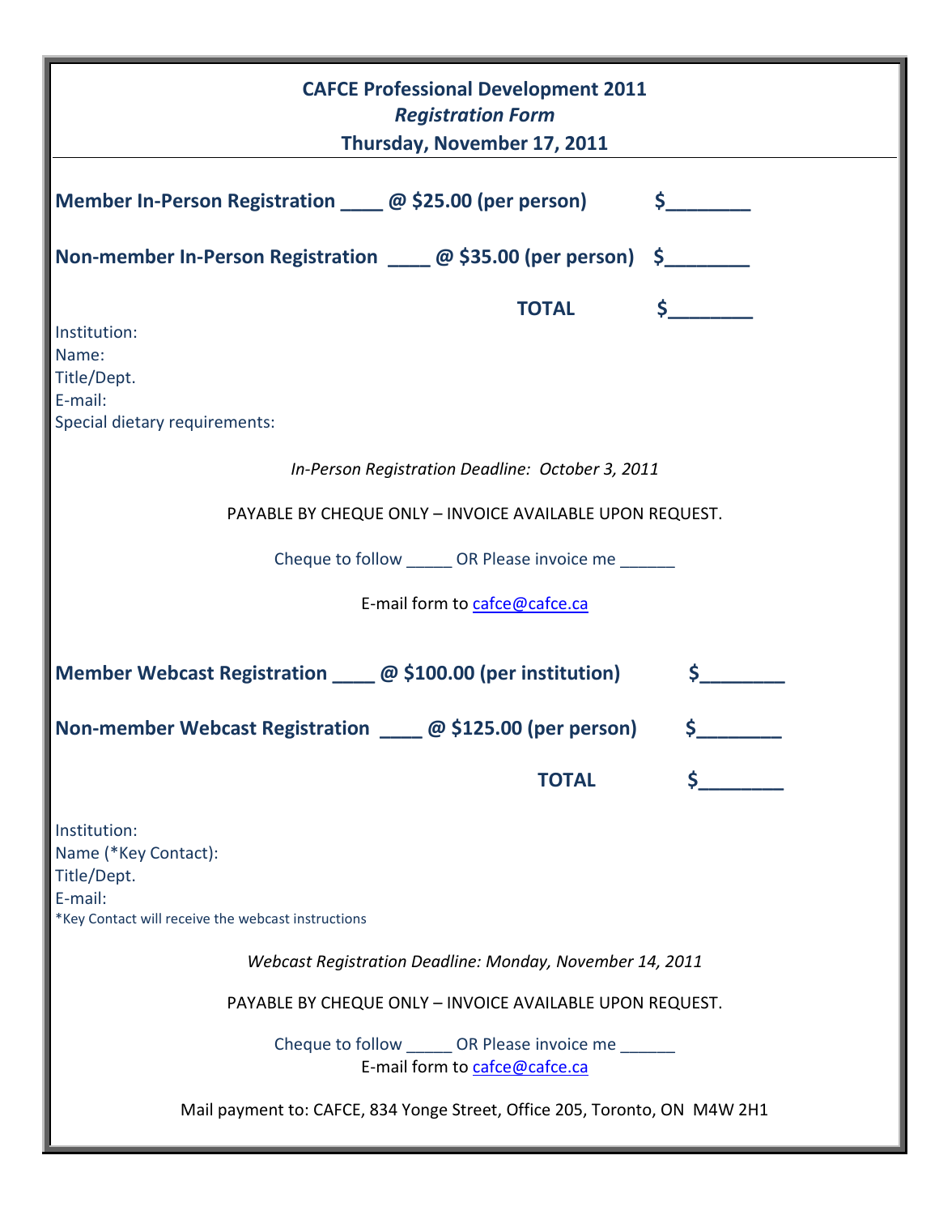**CAFCE Professional Development 2011**
***Registration Form***
**Thursday, November 17, 2011**

---

**Member In-Person Registration ____ @ $25.00 (per person) $________**

**Non-member In-Person Registration ____ @ $35.00 (per person) $________**

**TOTAL $________**

Institution:
Name:
Title/Dept.
E-mail:
Special dietary requirements:

*In-Person Registration Deadline: October 3, 2011*

PAYABLE BY CHEQUE ONLY – INVOICE AVAILABLE UPON REQUEST.

Cheque to follow _____ OR Please invoice me ______

E-mail form to cafce@cafce.ca

**Member Webcast Registration ____ @ $100.00 (per institution) $________**

**Non-member Webcast Registration ____ @ $125.00 (per person) $________**

**TOTAL $________**

Institution:
Name (*Key Contact):
Title/Dept.
E-mail:
*Key Contact will receive the webcast instructions

*Webcast Registration Deadline: Monday, November 14, 2011*

PAYABLE BY CHEQUE ONLY – INVOICE AVAILABLE UPON REQUEST.

Cheque to follow _____ OR Please invoice me ______
E-mail form to cafce@cafce.ca

Mail payment to: CAFCE, 834 Yonge Street, Office 205, Toronto, ON M4W 2H1